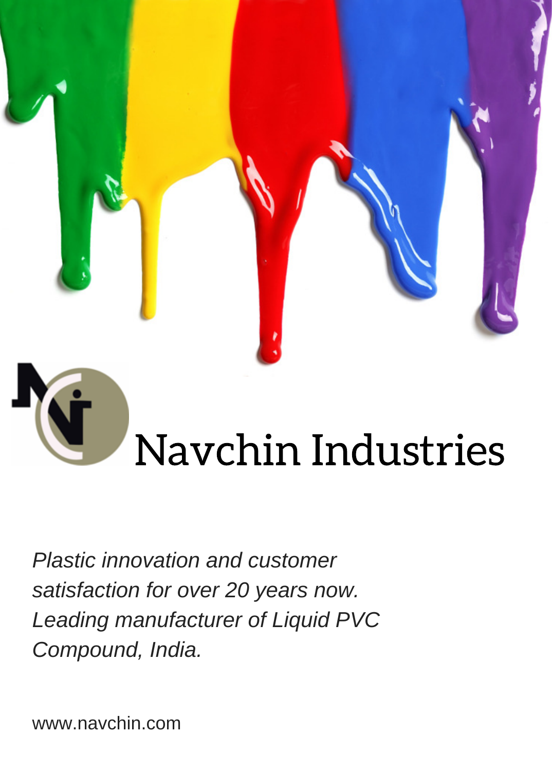# Navchin Industries

*Plastic innovation and customer satisfaction for over 20 years now. Leading manufacturer of Liquid PVC Compound, India.*

www.navchin.com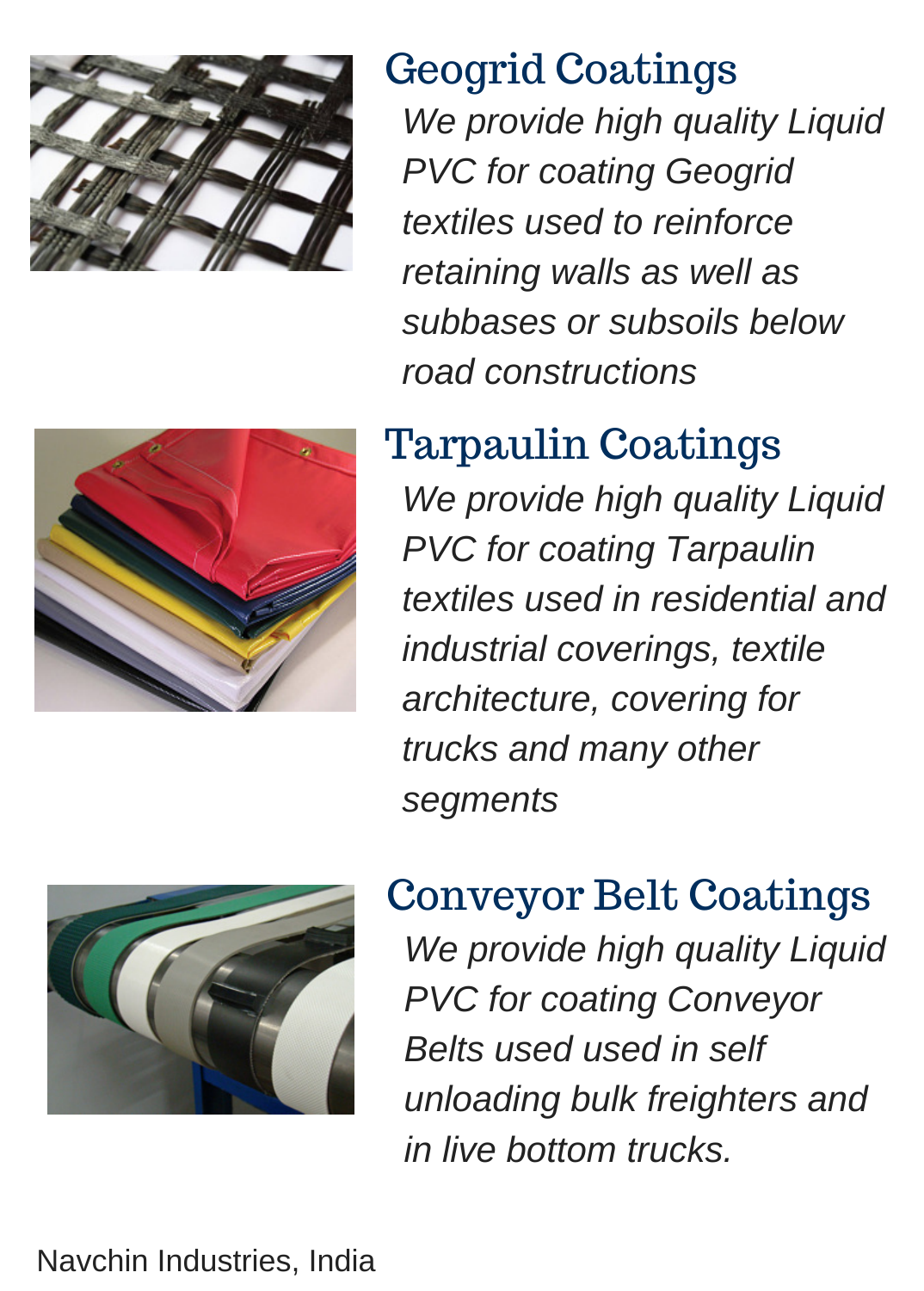## Geogrid Coatings

*We provide high quality Liquid PVC for coating Geogrid textiles used to reinforce retaining walls as well as subbases or subsoils below road constructions*

## Tarpaulin Coatings

*We provide high quality Liquid PVC for coating Tarpaulin textiles used in residential and industrial coverings, textile architecture, covering for trucks and many other segments*

## Conveyor Belt Coatings

*We provide high quality Liquid PVC for coating Conveyor Belts used used in self unloading bulk freighters and in live bottom trucks.*

Navchin Industries, India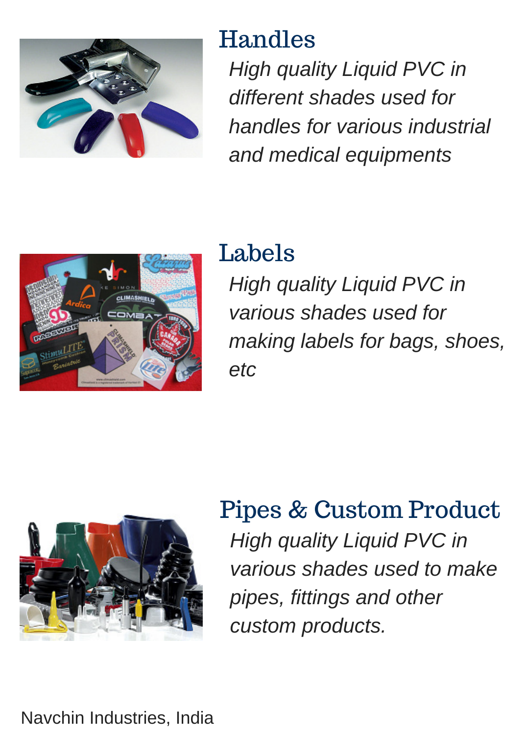## Handles

*High quality Liquid PVC in different shades used for handles for various industrial and medical equipments*

## Labels

*High quality Liquid PVC in various shades used for making labels for bags, shoes, etc*

## Pipes & Custom Product

*High quality Liquid PVC in various shades used to make pipes, fittings and other custom products.*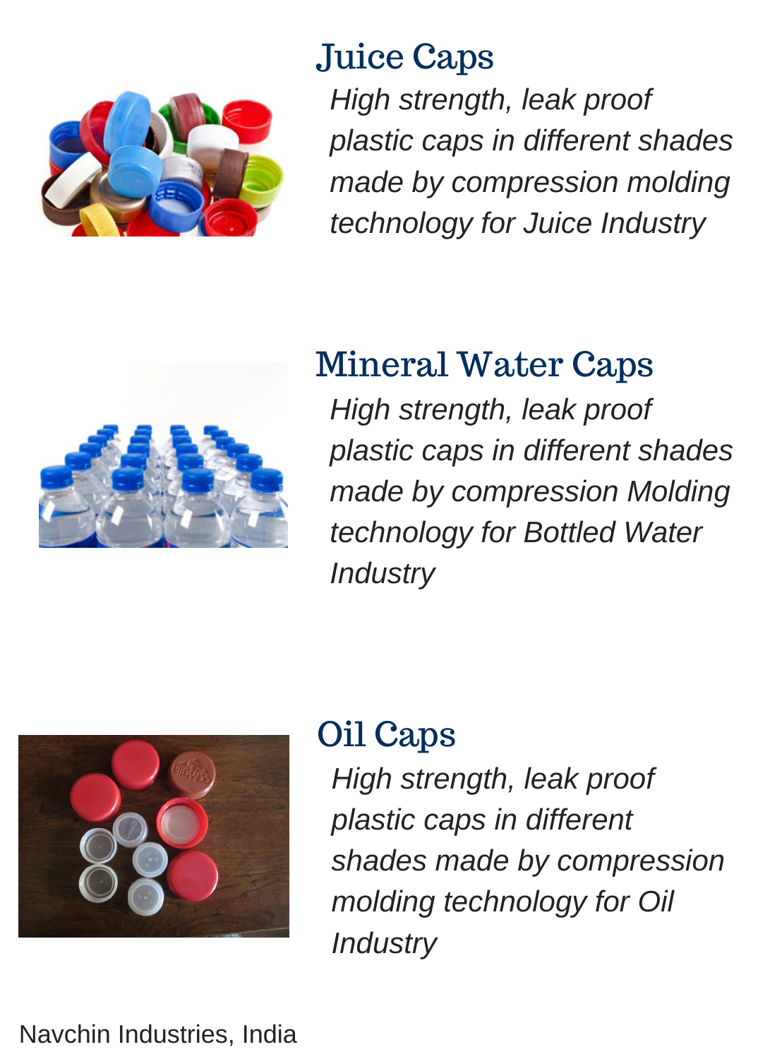## Juice Caps

*High strength, leak proof plastic caps in different shades made by compression molding technology for Juice Industry*

## Mineral Water Caps

*High strength, leak proof plastic caps in different shades made by compression Molding technology for Bottled Water Industry*

## Oil Caps

*High strength, leak proof plastic caps in different shades made by compression molding technology for Oil Industry*

Navchin Industries, India